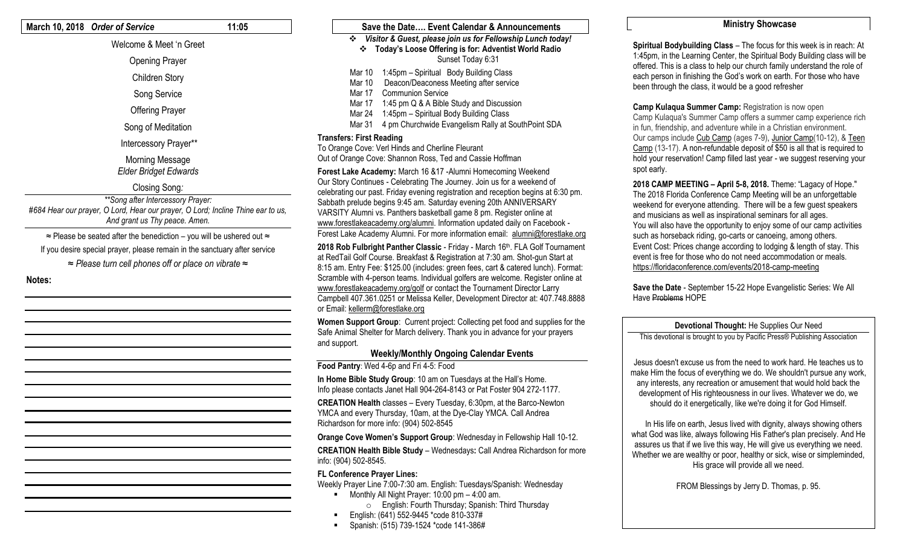**March 10, 2018** ***Order of Service*** **11:05**

Welcome & Meet 'n Greet

Opening Prayer

Children Story

Song Service

Offering Prayer

Song of Meditation

Intercessory Prayer**

Morning Message
*Elder Bridget Edwards*

Closing Song*:*

***Song after Intercessory Prayer:***
*#684 Hear our prayer, O Lord, Hear our prayer, O Lord; Incline Thine ear to us, And grant us Thy peace. Amen.*

≈ Please be seated after the benediction – you will be ushered out ≈

If you desire special prayer, please remain in the sanctuary after service

≈ *Please turn cell phones off or place on vibrate* ≈

**Notes:**

## Save the Date…. Event Calendar & Announcements

- ***Visitor & Guest, please join us for Fellowship Lunch today!***
- **Today's Loose Offering is for: Adventist World Radio**

Sunset Today 6:31

- Mar 10 1:45pm – Spiritual Body Building Class
- Mar 10 Deacon/Deaconess Meeting after service
- Mar 17 Communion Service
- Mar 17 1:45 pm Q & A Bible Study and Discussion
- Mar 24 1:45pm – Spiritual Body Building Class
- Mar 31 4 pm Churchwide Evangelism Rally at SouthPoint SDA

**Transfers: First Reading**
To Orange Cove: Verl Hinds and Cherline Fleurant
Out of Orange Cove: Shannon Ross, Ted and Cassie Hoffman

**Forest Lake Academy:** March 16 &17 -Alumni Homecoming Weekend
Our Story Continues - Celebrating The Journey. Join us for a weekend of celebrating our past. Friday evening registration and reception begins at 6:30 pm. Sabbath prelude begins 9:45 am. Saturday evening 20th ANNIVERSARY VARSITY Alumni vs. Panthers basketball game 8 pm. Register online at www.forestlakeacademy.org/alumni. Information updated daily on Facebook - Forest Lake Academy Alumni. For more information email: alumni@forestlake.org

**2018 Rob Fulbright Panther Classic** - Friday - March 16th. FLA Golf Tournament at RedTail Golf Course. Breakfast & Registration at 7:30 am. Shot-gun Start at 8:15 am. Entry Fee: $125.00 (includes: green fees, cart & catered lunch). Format: Scramble with 4-person teams. Individual golfers are welcome. Register online at www.forestlakeacademy.org/golf or contact the Tournament Director Larry Campbell 407.361.0251 or Melissa Keller, Development Director at: 407.748.8888 or Email: kellerm@forestlake.org

**Women Support Group**: Current project: Collecting pet food and supplies for the Safe Animal Shelter for March delivery. Thank you in advance for your prayers and support.

## Weekly/Monthly Ongoing Calendar Events

**Food Pantry**: Wed 4-6p and Fri 4-5: Food

**In Home Bible Study Group**: 10 am on Tuesdays at the Hall's Home. Info please contacts Janet Hall 904-264-8143 or Pat Foster 904 272-1177.

**CREATION Health** classes – Every Tuesday, 6:30pm, at the Barco-Newton YMCA and every Thursday, 10am, at the Dye-Clay YMCA. Call Andrea Richardson for more info: (904) 502-8545

**Orange Cove Women's Support Group**: Wednesday in Fellowship Hall 10-12.

**CREATION Health Bible Study** – Wednesdays**:** Call Andrea Richardson for more info: (904) 502-8545.

**FL Conference Prayer Lines:**
Weekly Prayer Line 7:00-7:30 am. English: Tuesdays/Spanish: Wednesday

- Monthly All Night Prayer: 10:00 pm – 4:00 am.
  - English: Fourth Thursday; Spanish: Third Thursday
- English: (641) 552-9445 *code 810-337#
- Spanish: (515) 739-1524 *code 141-386#

## Ministry Showcase

**Spiritual Bodybuilding Class** – The focus for this week is in reach: At 1:45pm, in the Learning Center, the Spiritual Body Building class will be offered. This is a class to help our church family understand the role of each person in finishing the God's work on earth. For those who have been through the class, it would be a good refresher

**Camp Kulaqua Summer Camp:** Registration is now open
Camp Kulaqua's Summer Camp offers a summer camp experience rich in fun, friendship, and adventure while in a Christian environment. Our camps include Cub Camp (ages 7-9), Junior Camp(10-12), & Teen Camp (13-17). A non-refundable deposit of $50 is all that is required to hold your reservation! Camp filled last year - we suggest reserving your spot early.

**2018 CAMP MEETING – April 5-8, 2018.** Theme: "Lagacy of Hope." The 2018 Florida Conference Camp Meeting will be an unforgettable weekend for everyone attending. There will be a few guest speakers and musicians as well as inspirational seminars for all ages. You will also have the opportunity to enjoy some of our camp activities such as horseback riding, go-carts or canoeing, among others. Event Cost: Prices change according to lodging & length of stay. This event is free for those who do not need accommodation or meals. https://floridaconference.com/events/2018-camp-meeting

**Save the Date** - September 15-22 Hope Evangelistic Series: We All Have ~~Problems~~ HOPE

**Devotional Thought:** He Supplies Our Need

This devotional is brought to you by Pacific Press® Publishing Association

Jesus doesn't excuse us from the need to work hard. He teaches us to make Him the focus of everything we do. We shouldn't pursue any work, any interests, any recreation or amusement that would hold back the development of His righteousness in our lives. Whatever we do, we should do it energetically, like we're doing it for God Himself.

In His life on earth, Jesus lived with dignity, always showing others what God was like, always following His Father's plan precisely. And He assures us that if we live this way, He will give us everything we need. Whether we are wealthy or poor, healthy or sick, wise or simpleminded, His grace will provide all we need.

FROM Blessings by Jerry D. Thomas, p. 95.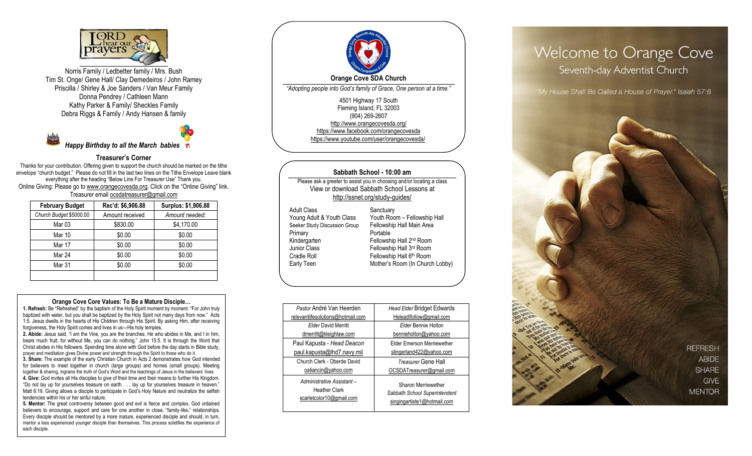Norris Family / Ledbetter family / Mrs. Bush
Tim St. Onge/ Gene Hall/ Clay Demedeiros / John Ramey
Priscilla / Shirley & Joe Sanders / Van Meur Family
Donna Pendrey / Cathleen Mann
Kathy Parker & Family/ Sheckles Family
Debra Riggs & Family / Andy Hansen & family

***Happy Birthday to all the March babies***

### Treasurer's Corner

Thanks for your contribution. Offering given to support the church should be marked on the tithe envelope "church budget." Please do not fill in the last two lines on the Tithe Envelope Leave blank everything after the heading "Below Line For Treasurer Use" Thank you.

Online Giving: Please go to www.orangecovesda.org. Click on the "Online Giving" link.
Treasurer email ocsdatreasurer@gmail.com

| February Budget | Rec'd: $6,906.88 | Surplus: $1,906.88 |
|---|---|---|
| *Church Budget* $5000.00 | Amount received | *Amount needed:* |
| Mar 03 | $830.00 | $4,170.00 |
| Mar 10 | $0.00 | $0.00 |
| Mar 17 | $0.00 | $0.00 |
| Mar 24 | $0.00 | $0.00 |
| Mar 31 | $0.00 | $0.00 |
| | | |

### Orange Cove Core Values: To Be a Mature Disciple…

**1. Refresh:** Be "Refreshed" by the baptism of the Holy Spirit moment by moment. "For John truly baptized with water, but you shall be baptized by the Holy Spirit not many days from now." Acts 1:5. Jesus dwells in the hearts of His Children through His Spirit. By asking Him, after receiving forgiveness, the Holy Spirit comes and lives in us—His holy temples.

**2. Abide:** Jesus said, "I am the Vine, you are the branches. He who abides in Me, and I in him, bears much fruit; for without Me, you can do nothing." John 15:5. It is through the Word that Christ abides in His followers. Spending time alone with God before the day starts in Bible study, prayer and meditation gives Divine power and strength through the Spirit to those who do it.

**3. Share:** The example of the early Christian Church in Acts 2 demonstrates how God intended for believers to meet together in church (large groups) and homes (small groups). Meeting together & sharing, ingrains the truth of God's Word and the teachings of Jesus in the believers' lives.

**4. Give:** God invites all His disciples to give of their time and their means to further His Kingdom. "Do not lay up for yourselves treasure on earth . . . lay up for yourselves treasure in heaven." Matt 6:19. Giving allows a disciple to participate in God's Holy Nature and neutralize the selfish tendencies within his or her sinful nature.

**5. Mentor:** The great controversy between good and evil is fierce and complex. God ordained believers to encourage, support and care for one another in close, "family-like," relationships. Every disciple should be mentored by a more mature, experienced disciple and should, in turn, mentor a less experienced younger disciple than themselves. This process solidifies the experience of each disciple.

## Orange Cove SDA Church

*"Adopting people into God's family of Grace, One person at a time."*

4501 Highway 17 South
Fleming Island, FL 32003
(904) 269-2607
http://www.orangecovesda.org/
https://www.facebook.com/orangecovesda
https://www.youtube.com/user/orangecovesda/

### Sabbath School - 10:00 am

Please ask a greeter to assist you in choosing and/or locating a class
View or download Sabbath School Lessons at
http://ssnet.org/study-guides/

| | |
|---|---|
| Adult Class | Sanctuary |
| Young Adult & Youth Class | Youth Room – Fellowship Hall |
| Seeker Study Discussion Group | Fellowship Hall Main Area |
| Primary | Portable |
| Kindergarten | Fellowship Hall 2nd Room |
| Junior Class | Fellowship Hall 3rd Room |
| Cradle Roll | Fellowship Hall 6th Room |
| Early Teen | Mother's Room (In Church Lobby) |

| | |
|---|---|
| *Pastor* André Van Heerden<br>relevantlifesolutions@hotmail.com | *Head Elder* Bridget Edwards<br>Heleadlfollow@gmail.com |
| *Elder* David Merritt<br>dmerritt@kleighlaw.com | *Elder* Bennie Holton<br>bennieholton@yahoo.com |
| Paul Kapusta - *Head Deacon*<br>paul.kapusta@lhd7.navy.mil | Elder Emerson Merriewether<br>slingerland422@yahoo.com |
| Church Clerk - Oberde David<br>oaliancin@yahoo.com | *Treasurer* Gene Hall<br>OCSDATreasurer@gmail.com |
| *Administrative Assistant* –<br>Heather Clark<br>scarletcolor10@gmail.com | Sharon Merriewether<br>*Sabbath School Superintendent*<br>singingartiste1@hotmail.com |

# Welcome to Orange Cove
## Seventh-day Adventist Church

*"My House Shall Be Called a House of Prayer." Isaiah 57:6*

REFRESH
ABIDE
SHARE
GIVE
MENTOR